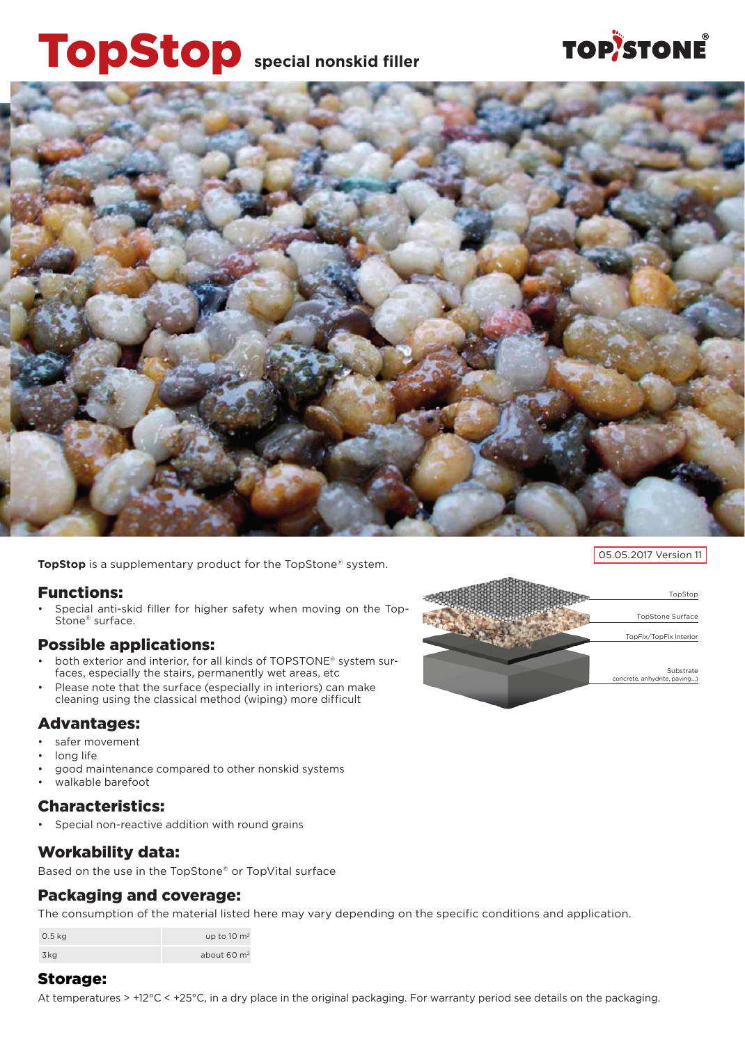# TopStop special nonskid filler

TOPSTONE®

05.05.2017 Version 11

**TopStop** is a supplementary product for the TopStone® system.

## Functions:

- Special anti-skid filler for higher safety when moving on the TopStone® surface.

## Possible applications:

- both exterior and interior, for all kinds of TOPSTONE® system surfaces, especially the stairs, permanently wet areas, etc
- Please note that the surface (especially in interiors) can make cleaning using the classical method (wiping) more difficult

TopStop

TopStone Surface

TopFix/TopFix Interior

Substrate
concrete, anhydrite, paving...)

## Advantages:

- safer movement
- long life
- good maintenance compared to other nonskid systems
- walkable barefoot

## Characteristics:

- Special non-reactive addition with round grains

## Workability data:

Based on the use in the TopStone® or TopVital surface

## Packaging and coverage:

The consumption of the material listed here may vary depending on the specific conditions and application.

| | |
|---|---|
| 0.5 kg | up to 10 m² |
| 3kg | about 60 m² |

## Storage:

At temperatures > +12°C < +25°C, in a dry place in the original packaging. For warranty period see details on the packaging.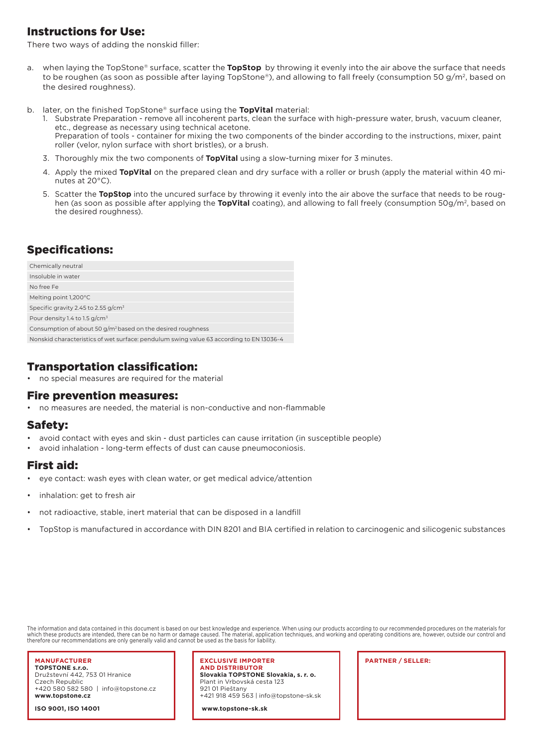## Instructions for Use:

There two ways of adding the nonskid filler:

a. when laying the TopStone® surface, scatter the **TopStop** by throwing it evenly into the air above the surface that needs to be roughen (as soon as possible after laying TopStone®), and allowing to fall freely (consumption 50 g/m², based on the desired roughness).

b. later, on the finished TopStone® surface using the **TopVital** material:
   1. Substrate Preparation - remove all incoherent parts, clean the surface with high-pressure water, brush, vacuum cleaner, etc., degrease as necessary using technical acetone.
      Preparation of tools - container for mixing the two components of the binder according to the instructions, mixer, paint roller (velor, nylon surface with short bristles), or a brush.
   3. Thoroughly mix the two components of **TopVital** using a slow-turning mixer for 3 minutes.
   4. Apply the mixed **TopVital** on the prepared clean and dry surface with a roller or brush (apply the material within 40 minutes at 20°C).
   5. Scatter the **TopStop** into the uncured surface by throwing it evenly into the air above the surface that needs to be roughen (as soon as possible after applying the **TopVital** coating), and allowing to fall freely (consumption 50g/m², based on the desired roughness).

## Specifications:

| |
|---|
| Chemically neutral |
| Insoluble in water |
| No free Fe |
| Melting point 1,200°C |
| Specific gravity 2.45 to 2.55 g/cm³ |
| Pour density 1.4 to 1.5 g/cm³ |
| Consumption of about 50 g/m² based on the desired roughness |
| Nonskid characteristics of wet surface: pendulum swing value 63 according to EN 13036-4 |

## Transportation classification:

- no special measures are required for the material

## Fire prevention measures:

- no measures are needed, the material is non-conductive and non-flammable

## Safety:

- avoid contact with eyes and skin - dust particles can cause irritation (in susceptible people)
- avoid inhalation - long-term effects of dust can cause pneumoconiosis.

## First aid:

- eye contact: wash eyes with clean water, or get medical advice/attention
- inhalation: get to fresh air
- not radioactive, stable, inert material that can be disposed in a landfill
- TopStop is manufactured in accordance with DIN 8201 and BIA certified in relation to carcinogenic and silicogenic substances

The information and data contained in this document is based on our best knowledge and experience. When using our products according to our recommended procedures on the materials for which these products are intended, there can be no harm or damage caused. The material, application techniques, and working and operating conditions are, however, outside our control and therefore our recommendations are only generally valid and cannot be used as the basis for liability.

**MANUFACTURER**
**TOPSTONE s.r.o.**
Družstevní 442, 753 01 Hranice
Czech Republic
+420 580 582 580 | info@topstone.cz
**www.topstone.cz**

**ISO 9001, ISO 14001**

**EXCLUSIVE IMPORTER AND DISTRIBUTOR**
**Slovakia TOPSTONE Slovakia, s. r. o.**
Plant in Vrbovská cesta 123
921 01 Piešťany
+421 918 459 563 | info@topstone-sk.sk

**www.topstone-sk.sk**

**PARTNER / SELLER:**